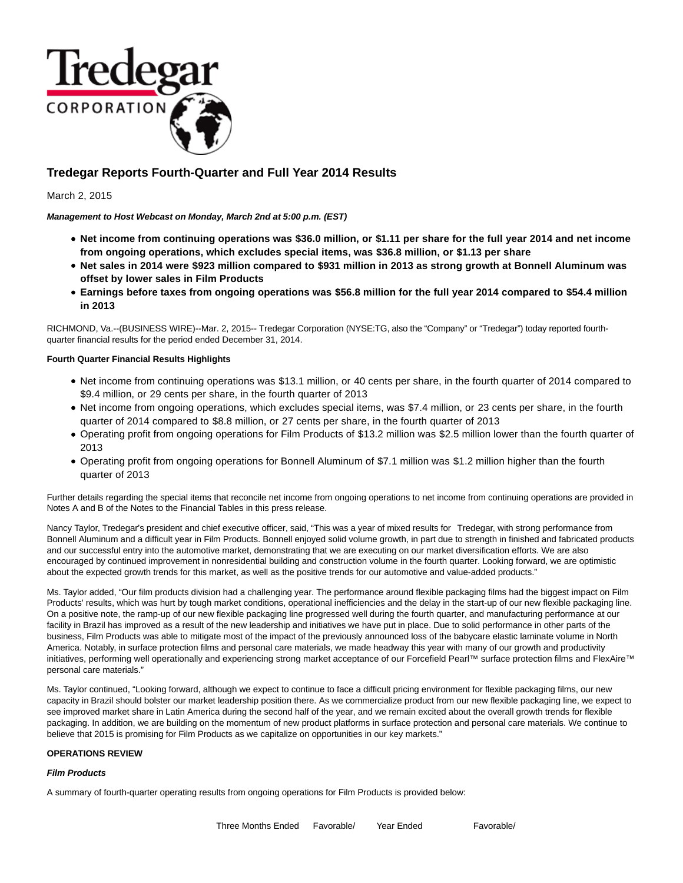# Tredegar Reports Fourth-Quarter and Full Year 2014 Results

March 2, 2015

***Management to Host Webcast on Monday, March 2nd at 5:00 p.m. (EST)***

- **Net income from continuing operations was $36.0 million, or $1.11 per share for the full year 2014 and net income from ongoing operations, which excludes special items, was $36.8 million, or $1.13 per share**
- **Net sales in 2014 were $923 million compared to $931 million in 2013 as strong growth at Bonnell Aluminum was offset by lower sales in Film Products**
- **Earnings before taxes from ongoing operations was $56.8 million for the full year 2014 compared to $54.4 million in 2013**

RICHMOND, Va.--(BUSINESS WIRE)--Mar. 2, 2015-- Tredegar Corporation (NYSE:TG, also the "Company" or "Tredegar") today reported fourth-quarter financial results for the period ended December 31, 2014.

**Fourth Quarter Financial Results Highlights**

- Net income from continuing operations was $13.1 million, or 40 cents per share, in the fourth quarter of 2014 compared to $9.4 million, or 29 cents per share, in the fourth quarter of 2013
- Net income from ongoing operations, which excludes special items, was $7.4 million, or 23 cents per share, in the fourth quarter of 2014 compared to $8.8 million, or 27 cents per share, in the fourth quarter of 2013
- Operating profit from ongoing operations for Film Products of $13.2 million was $2.5 million lower than the fourth quarter of 2013
- Operating profit from ongoing operations for Bonnell Aluminum of $7.1 million was $1.2 million higher than the fourth quarter of 2013

Further details regarding the special items that reconcile net income from ongoing operations to net income from continuing operations are provided in Notes A and B of the Notes to the Financial Tables in this press release.

Nancy Taylor, Tredegar's president and chief executive officer, said, "This was a year of mixed results for Tredegar, with strong performance from Bonnell Aluminum and a difficult year in Film Products. Bonnell enjoyed solid volume growth, in part due to strength in finished and fabricated products and our successful entry into the automotive market, demonstrating that we are executing on our market diversification efforts. We are also encouraged by continued improvement in nonresidential building and construction volume in the fourth quarter. Looking forward, we are optimistic about the expected growth trends for this market, as well as the positive trends for our automotive and value-added products."

Ms. Taylor added, "Our film products division had a challenging year. The performance around flexible packaging films had the biggest impact on Film Products' results, which was hurt by tough market conditions, operational inefficiencies and the delay in the start-up of our new flexible packaging line. On a positive note, the ramp-up of our new flexible packaging line progressed well during the fourth quarter, and manufacturing performance at our facility in Brazil has improved as a result of the new leadership and initiatives we have put in place. Due to solid performance in other parts of the business, Film Products was able to mitigate most of the impact of the previously announced loss of the babycare elastic laminate volume in North America. Notably, in surface protection films and personal care materials, we made headway this year with many of our growth and productivity initiatives, performing well operationally and experiencing strong market acceptance of our Forcefield Pearl™ surface protection films and FlexAire™ personal care materials."

Ms. Taylor continued, "Looking forward, although we expect to continue to face a difficult pricing environment for flexible packaging films, our new capacity in Brazil should bolster our market leadership position there. As we commercialize product from our new flexible packaging line, we expect to see improved market share in Latin America during the second half of the year, and we remain excited about the overall growth trends for flexible packaging. In addition, we are building on the momentum of new product platforms in surface protection and personal care materials. We continue to believe that 2015 is promising for Film Products as we capitalize on opportunities in our key markets."

**OPERATIONS REVIEW**

***Film Products***

A summary of fourth-quarter operating results from ongoing operations for Film Products is provided below:

| | Three Months Ended | Favorable/ | Year Ended | Favorable/ |
|---|---|---|---|---|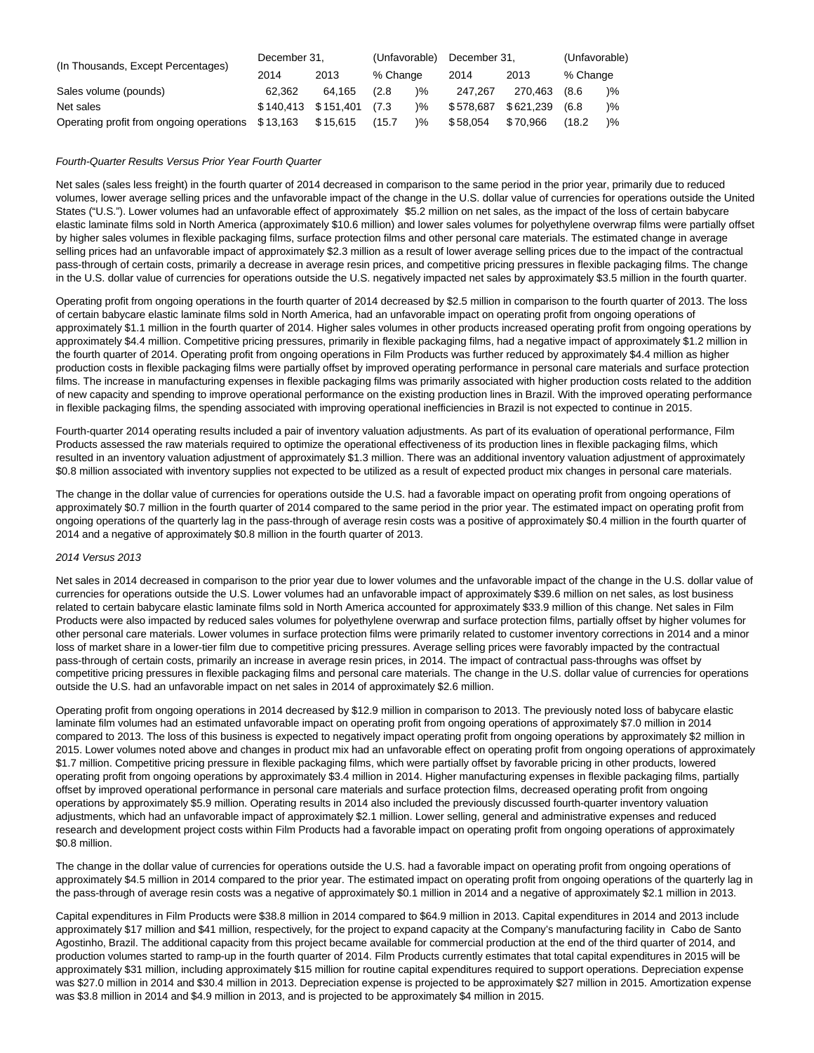| (In Thousands, Except Percentages) | December 31, | | (Unfavorable) | December 31, | | (Unfavorable) |
|---|---|---|---|---|---|---|
| | 2014 | 2013 | % Change | 2014 | 2013 | % Change |
| Sales volume (pounds) | 62,362 | 64,165 | (2.8 )% | 247,267 | 270,463 | (8.6 )% |
| Net sales | $140,413 | $151,401 | (7.3 )% | $578,687 | $621,239 | (6.8 )% |
| Operating profit from ongoing operations | $13,163 | $15,615 | (15.7 )% | $58,054 | $70,966 | (18.2 )% |

*Fourth-Quarter Results Versus Prior Year Fourth Quarter*

Net sales (sales less freight) in the fourth quarter of 2014 decreased in comparison to the same period in the prior year, primarily due to reduced volumes, lower average selling prices and the unfavorable impact of the change in the U.S. dollar value of currencies for operations outside the United States ("U.S."). Lower volumes had an unfavorable effect of approximately $5.2 million on net sales, as the impact of the loss of certain babycare elastic laminate films sold in North America (approximately $10.6 million) and lower sales volumes for polyethylene overwrap films were partially offset by higher sales volumes in flexible packaging films, surface protection films and other personal care materials. The estimated change in average selling prices had an unfavorable impact of approximately $2.3 million as a result of lower average selling prices due to the impact of the contractual pass-through of certain costs, primarily a decrease in average resin prices, and competitive pricing pressures in flexible packaging films. The change in the U.S. dollar value of currencies for operations outside the U.S. negatively impacted net sales by approximately $3.5 million in the fourth quarter.

Operating profit from ongoing operations in the fourth quarter of 2014 decreased by $2.5 million in comparison to the fourth quarter of 2013. The loss of certain babycare elastic laminate films sold in North America, had an unfavorable impact on operating profit from ongoing operations of approximately $1.1 million in the fourth quarter of 2014. Higher sales volumes in other products increased operating profit from ongoing operations by approximately $4.4 million. Competitive pricing pressures, primarily in flexible packaging films, had a negative impact of approximately $1.2 million in the fourth quarter of 2014. Operating profit from ongoing operations in Film Products was further reduced by approximately $4.4 million as higher production costs in flexible packaging films were partially offset by improved operating performance in personal care materials and surface protection films. The increase in manufacturing expenses in flexible packaging films was primarily associated with higher production costs related to the addition of new capacity and spending to improve operational performance on the existing production lines in Brazil. With the improved operating performance in flexible packaging films, the spending associated with improving operational inefficiencies in Brazil is not expected to continue in 2015.

Fourth-quarter 2014 operating results included a pair of inventory valuation adjustments. As part of its evaluation of operational performance, Film Products assessed the raw materials required to optimize the operational effectiveness of its production lines in flexible packaging films, which resulted in an inventory valuation adjustment of approximately $1.3 million. There was an additional inventory valuation adjustment of approximately $0.8 million associated with inventory supplies not expected to be utilized as a result of expected product mix changes in personal care materials.

The change in the dollar value of currencies for operations outside the U.S. had a favorable impact on operating profit from ongoing operations of approximately $0.7 million in the fourth quarter of 2014 compared to the same period in the prior year. The estimated impact on operating profit from ongoing operations of the quarterly lag in the pass-through of average resin costs was a positive of approximately $0.4 million in the fourth quarter of 2014 and a negative of approximately $0.8 million in the fourth quarter of 2013.

*2014 Versus 2013*

Net sales in 2014 decreased in comparison to the prior year due to lower volumes and the unfavorable impact of the change in the U.S. dollar value of currencies for operations outside the U.S. Lower volumes had an unfavorable impact of approximately $39.6 million on net sales, as lost business related to certain babycare elastic laminate films sold in North America accounted for approximately $33.9 million of this change. Net sales in Film Products were also impacted by reduced sales volumes for polyethylene overwrap and surface protection films, partially offset by higher volumes for other personal care materials. Lower volumes in surface protection films were primarily related to customer inventory corrections in 2014 and a minor loss of market share in a lower-tier film due to competitive pricing pressures. Average selling prices were favorably impacted by the contractual pass-through of certain costs, primarily an increase in average resin prices, in 2014. The impact of contractual pass-throughs was offset by competitive pricing pressures in flexible packaging films and personal care materials. The change in the U.S. dollar value of currencies for operations outside the U.S. had an unfavorable impact on net sales in 2014 of approximately $2.6 million.

Operating profit from ongoing operations in 2014 decreased by $12.9 million in comparison to 2013. The previously noted loss of babycare elastic laminate film volumes had an estimated unfavorable impact on operating profit from ongoing operations of approximately $7.0 million in 2014 compared to 2013. The loss of this business is expected to negatively impact operating profit from ongoing operations by approximately $2 million in 2015. Lower volumes noted above and changes in product mix had an unfavorable effect on operating profit from ongoing operations of approximately $1.7 million. Competitive pricing pressure in flexible packaging films, which were partially offset by favorable pricing in other products, lowered operating profit from ongoing operations by approximately $3.4 million in 2014. Higher manufacturing expenses in flexible packaging films, partially offset by improved operational performance in personal care materials and surface protection films, decreased operating profit from ongoing operations by approximately $5.9 million. Operating results in 2014 also included the previously discussed fourth-quarter inventory valuation adjustments, which had an unfavorable impact of approximately $2.1 million. Lower selling, general and administrative expenses and reduced research and development project costs within Film Products had a favorable impact on operating profit from ongoing operations of approximately $0.8 million.

The change in the dollar value of currencies for operations outside the U.S. had a favorable impact on operating profit from ongoing operations of approximately $4.5 million in 2014 compared to the prior year. The estimated impact on operating profit from ongoing operations of the quarterly lag in the pass-through of average resin costs was a negative of approximately $0.1 million in 2014 and a negative of approximately $2.1 million in 2013.

Capital expenditures in Film Products were $38.8 million in 2014 compared to $64.9 million in 2013. Capital expenditures in 2014 and 2013 include approximately $17 million and $41 million, respectively, for the project to expand capacity at the Company's manufacturing facility in Cabo de Santo Agostinho, Brazil. The additional capacity from this project became available for commercial production at the end of the third quarter of 2014, and production volumes started to ramp-up in the fourth quarter of 2014. Film Products currently estimates that total capital expenditures in 2015 will be approximately $31 million, including approximately $15 million for routine capital expenditures required to support operations. Depreciation expense was $27.0 million in 2014 and $30.4 million in 2013. Depreciation expense is projected to be approximately $27 million in 2015. Amortization expense was $3.8 million in 2014 and $4.9 million in 2013, and is projected to be approximately $4 million in 2015.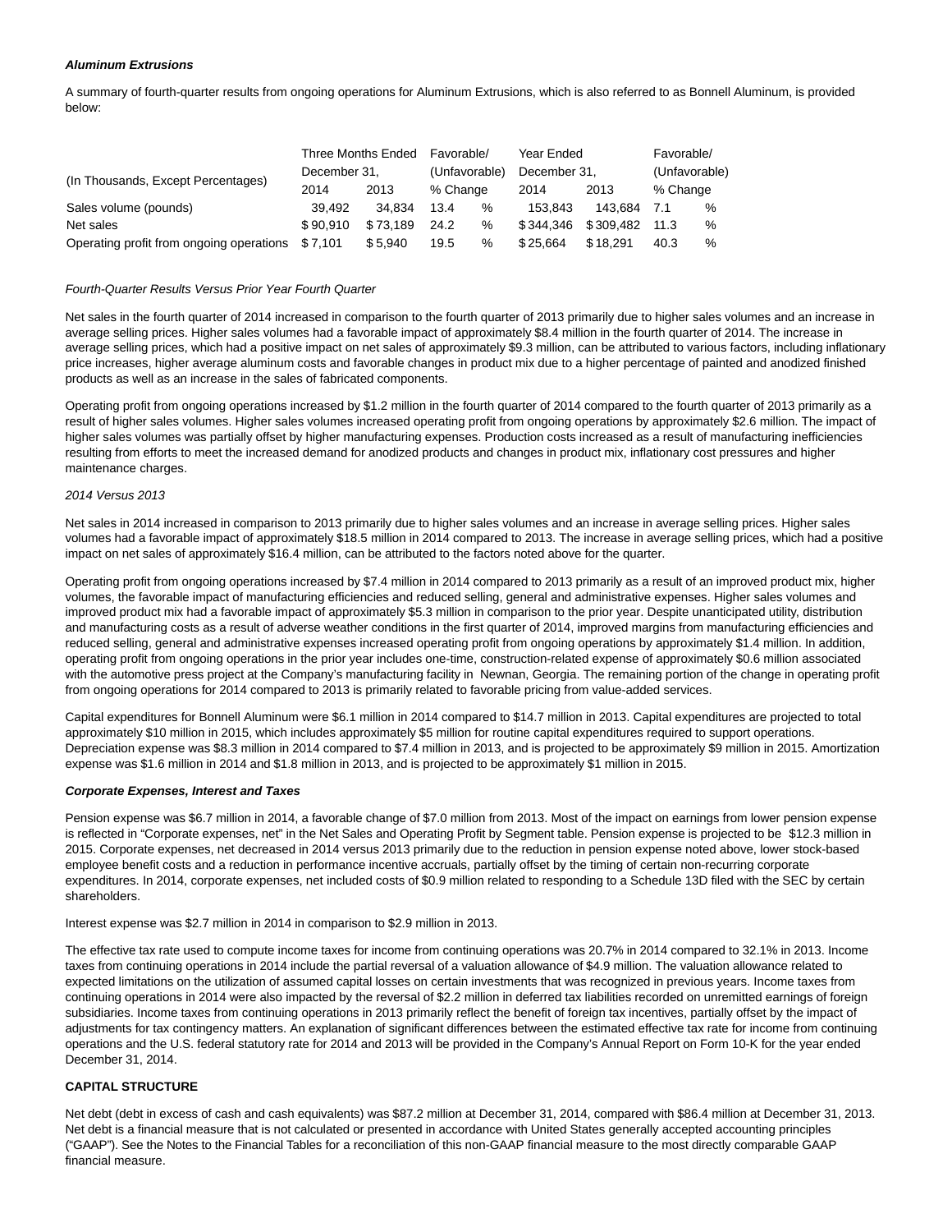**_Aluminum Extrusions_**

A summary of fourth-quarter results from ongoing operations for Aluminum Extrusions, which is also referred to as Bonnell Aluminum, is provided below:

| (In Thousands, Except Percentages) | Three Months Ended December 31, | | Favorable/ (Unfavorable) % Change | | Year Ended December 31, | | Favorable/ (Unfavorable) % Change | |
|---|---|---|---|---|---|---|---|---|
| | 2014 | 2013 | | | 2014 | 2013 | | |
| Sales volume (pounds) | 39,492 | 34,834 | 13.4 | % | 153,843 | 143,684 | 7.1 | % |
| Net sales | $ 90,910 | $ 73,189 | 24.2 | % | $ 344,346 | $ 309,482 | 11.3 | % |
| Operating profit from ongoing operations | $ 7,101 | $ 5,940 | 19.5 | % | $ 25,664 | $ 18,291 | 40.3 | % |

_Fourth-Quarter Results Versus Prior Year Fourth Quarter_

Net sales in the fourth quarter of 2014 increased in comparison to the fourth quarter of 2013 primarily due to higher sales volumes and an increase in average selling prices. Higher sales volumes had a favorable impact of approximately $8.4 million in the fourth quarter of 2014. The increase in average selling prices, which had a positive impact on net sales of approximately $9.3 million, can be attributed to various factors, including inflationary price increases, higher average aluminum costs and favorable changes in product mix due to a higher percentage of painted and anodized finished products as well as an increase in the sales of fabricated components.

Operating profit from ongoing operations increased by $1.2 million in the fourth quarter of 2014 compared to the fourth quarter of 2013 primarily as a result of higher sales volumes. Higher sales volumes increased operating profit from ongoing operations by approximately $2.6 million. The impact of higher sales volumes was partially offset by higher manufacturing expenses. Production costs increased as a result of manufacturing inefficiencies resulting from efforts to meet the increased demand for anodized products and changes in product mix, inflationary cost pressures and higher maintenance charges.

_2014 Versus 2013_

Net sales in 2014 increased in comparison to 2013 primarily due to higher sales volumes and an increase in average selling prices. Higher sales volumes had a favorable impact of approximately $18.5 million in 2014 compared to 2013. The increase in average selling prices, which had a positive impact on net sales of approximately $16.4 million, can be attributed to the factors noted above for the quarter.

Operating profit from ongoing operations increased by $7.4 million in 2014 compared to 2013 primarily as a result of an improved product mix, higher volumes, the favorable impact of manufacturing efficiencies and reduced selling, general and administrative expenses. Higher sales volumes and improved product mix had a favorable impact of approximately $5.3 million in comparison to the prior year. Despite unanticipated utility, distribution and manufacturing costs as a result of adverse weather conditions in the first quarter of 2014, improved margins from manufacturing efficiencies and reduced selling, general and administrative expenses increased operating profit from ongoing operations by approximately $1.4 million. In addition, operating profit from ongoing operations in the prior year includes one-time, construction-related expense of approximately $0.6 million associated with the automotive press project at the Company's manufacturing facility in Newnan, Georgia. The remaining portion of the change in operating profit from ongoing operations for 2014 compared to 2013 is primarily related to favorable pricing from value-added services.

Capital expenditures for Bonnell Aluminum were $6.1 million in 2014 compared to $14.7 million in 2013. Capital expenditures are projected to total approximately $10 million in 2015, which includes approximately $5 million for routine capital expenditures required to support operations. Depreciation expense was $8.3 million in 2014 compared to $7.4 million in 2013, and is projected to be approximately $9 million in 2015. Amortization expense was $1.6 million in 2014 and $1.8 million in 2013, and is projected to be approximately $1 million in 2015.

**_Corporate Expenses, Interest and Taxes_**

Pension expense was $6.7 million in 2014, a favorable change of $7.0 million from 2013. Most of the impact on earnings from lower pension expense is reflected in "Corporate expenses, net" in the Net Sales and Operating Profit by Segment table. Pension expense is projected to be $12.3 million in 2015. Corporate expenses, net decreased in 2014 versus 2013 primarily due to the reduction in pension expense noted above, lower stock-based employee benefit costs and a reduction in performance incentive accruals, partially offset by the timing of certain non-recurring corporate expenditures. In 2014, corporate expenses, net included costs of $0.9 million related to responding to a Schedule 13D filed with the SEC by certain shareholders.

Interest expense was $2.7 million in 2014 in comparison to $2.9 million in 2013.

The effective tax rate used to compute income taxes for income from continuing operations was 20.7% in 2014 compared to 32.1% in 2013. Income taxes from continuing operations in 2014 include the partial reversal of a valuation allowance of $4.9 million. The valuation allowance related to expected limitations on the utilization of assumed capital losses on certain investments that was recognized in previous years. Income taxes from continuing operations in 2014 were also impacted by the reversal of $2.2 million in deferred tax liabilities recorded on unremitted earnings of foreign subsidiaries. Income taxes from continuing operations in 2013 primarily reflect the benefit of foreign tax incentives, partially offset by the impact of adjustments for tax contingency matters. An explanation of significant differences between the estimated effective tax rate for income from continuing operations and the U.S. federal statutory rate for 2014 and 2013 will be provided in the Company's Annual Report on Form 10-K for the year ended December 31, 2014.

**CAPITAL STRUCTURE**

Net debt (debt in excess of cash and cash equivalents) was $87.2 million at December 31, 2014, compared with $86.4 million at December 31, 2013. Net debt is a financial measure that is not calculated or presented in accordance with United States generally accepted accounting principles ("GAAP"). See the Notes to the Financial Tables for a reconciliation of this non-GAAP financial measure to the most directly comparable GAAP financial measure.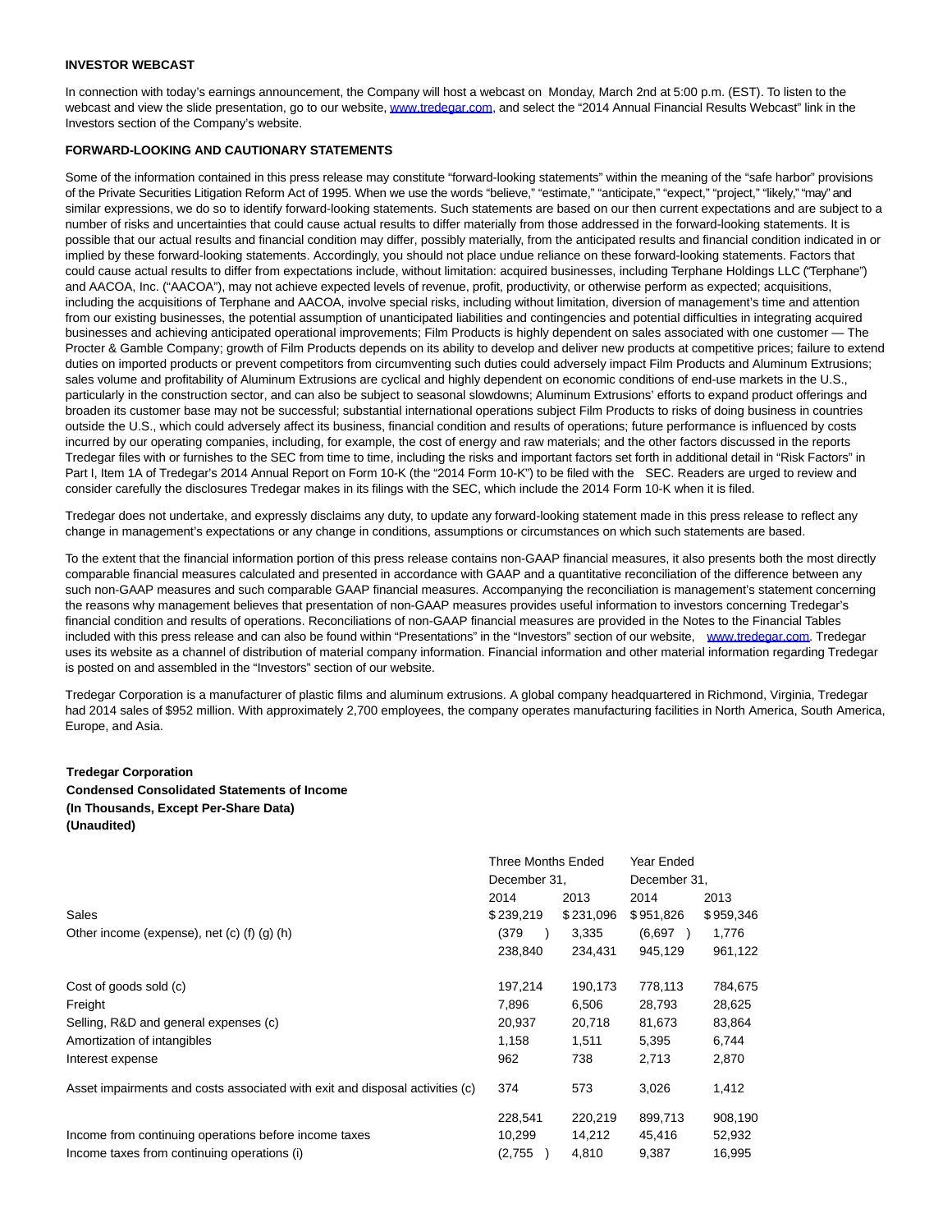**INVESTOR WEBCAST**

In connection with today's earnings announcement, the Company will host a webcast on Monday, March 2nd at 5:00 p.m. (EST). To listen to the webcast and view the slide presentation, go to our website, www.tredegar.com, and select the "2014 Annual Financial Results Webcast" link in the Investors section of the Company's website.

**FORWARD-LOOKING AND CAUTIONARY STATEMENTS**

Some of the information contained in this press release may constitute "forward-looking statements" within the meaning of the "safe harbor" provisions of the Private Securities Litigation Reform Act of 1995. When we use the words "believe," "estimate," "anticipate," "expect," "project," "likely," "may" and similar expressions, we do so to identify forward-looking statements. Such statements are based on our then current expectations and are subject to a number of risks and uncertainties that could cause actual results to differ materially from those addressed in the forward-looking statements. It is possible that our actual results and financial condition may differ, possibly materially, from the anticipated results and financial condition indicated in or implied by these forward-looking statements. Accordingly, you should not place undue reliance on these forward-looking statements. Factors that could cause actual results to differ from expectations include, without limitation: acquired businesses, including Terphane Holdings LLC ("Terphane") and AACOA, Inc. ("AACOA"), may not achieve expected levels of revenue, profit, productivity, or otherwise perform as expected; acquisitions, including the acquisitions of Terphane and AACOA, involve special risks, including without limitation, diversion of management's time and attention from our existing businesses, the potential assumption of unanticipated liabilities and contingencies and potential difficulties in integrating acquired businesses and achieving anticipated operational improvements; Film Products is highly dependent on sales associated with one customer — The Procter & Gamble Company; growth of Film Products depends on its ability to develop and deliver new products at competitive prices; failure to extend duties on imported products or prevent competitors from circumventing such duties could adversely impact Film Products and Aluminum Extrusions; sales volume and profitability of Aluminum Extrusions are cyclical and highly dependent on economic conditions of end-use markets in the U.S., particularly in the construction sector, and can also be subject to seasonal slowdowns; Aluminum Extrusions' efforts to expand product offerings and broaden its customer base may not be successful; substantial international operations subject Film Products to risks of doing business in countries outside the U.S., which could adversely affect its business, financial condition and results of operations; future performance is influenced by costs incurred by our operating companies, including, for example, the cost of energy and raw materials; and the other factors discussed in the reports Tredegar files with or furnishes to the SEC from time to time, including the risks and important factors set forth in additional detail in "Risk Factors" in Part I, Item 1A of Tredegar's 2014 Annual Report on Form 10-K (the "2014 Form 10-K") to be filed with the SEC. Readers are urged to review and consider carefully the disclosures Tredegar makes in its filings with the SEC, which include the 2014 Form 10-K when it is filed.

Tredegar does not undertake, and expressly disclaims any duty, to update any forward-looking statement made in this press release to reflect any change in management's expectations or any change in conditions, assumptions or circumstances on which such statements are based.

To the extent that the financial information portion of this press release contains non-GAAP financial measures, it also presents both the most directly comparable financial measures calculated and presented in accordance with GAAP and a quantitative reconciliation of the difference between any such non-GAAP measures and such comparable GAAP financial measures. Accompanying the reconciliation is management's statement concerning the reasons why management believes that presentation of non-GAAP measures provides useful information to investors concerning Tredegar's financial condition and results of operations. Reconciliations of non-GAAP financial measures are provided in the Notes to the Financial Tables included with this press release and can also be found within "Presentations" in the "Investors" section of our website, www.tredegar.com. Tredegar uses its website as a channel of distribution of material company information. Financial information and other material information regarding Tredegar is posted on and assembled in the "Investors" section of our website.

Tredegar Corporation is a manufacturer of plastic films and aluminum extrusions. A global company headquartered in Richmond, Virginia, Tredegar had 2014 sales of $952 million. With approximately 2,700 employees, the company operates manufacturing facilities in North America, South America, Europe, and Asia.

**Tredegar Corporation**
**Condensed Consolidated Statements of Income**
**(In Thousands, Except Per-Share Data)**
**(Unaudited)**

| | Three Months Ended December 31, | | Year Ended December 31, | |
|---|---|---|---|---|
| | 2014 | 2013 | 2014 | 2013 |
| Sales | $239,219 | $231,096 | $951,826 | $959,346 |
| Other income (expense), net (c) (f) (g) (h) | (379) | 3,335 | (6,697) | 1,776 |
| | 238,840 | 234,431 | 945,129 | 961,122 |
| Cost of goods sold (c) | 197,214 | 190,173 | 778,113 | 784,675 |
| Freight | 7,896 | 6,506 | 28,793 | 28,625 |
| Selling, R&D and general expenses (c) | 20,937 | 20,718 | 81,673 | 83,864 |
| Amortization of intangibles | 1,158 | 1,511 | 5,395 | 6,744 |
| Interest expense | 962 | 738 | 2,713 | 2,870 |
| Asset impairments and costs associated with exit and disposal activities (c) | 374 | 573 | 3,026 | 1,412 |
| | 228,541 | 220,219 | 899,713 | 908,190 |
| Income from continuing operations before income taxes | 10,299 | 14,212 | 45,416 | 52,932 |
| Income taxes from continuing operations (i) | (2,755) | 4,810 | 9,387 | 16,995 |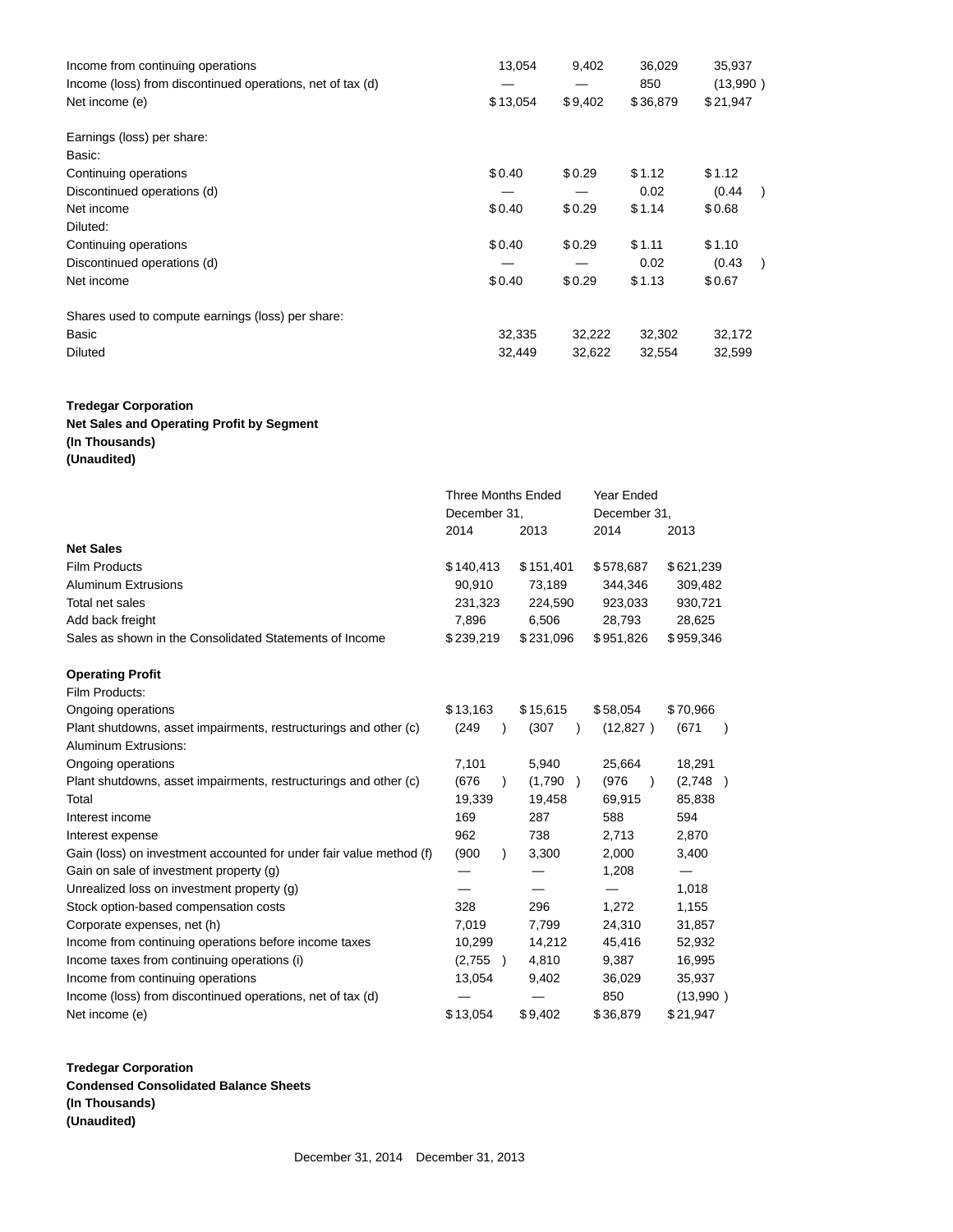| | | | | |
|---|---|---|---|---|
| Income from continuing operations | 13,054 | 9,402 | 36,029 | 35,937 |
| Income (loss) from discontinued operations, net of tax (d) | — | — | 850 | (13,990 ) |
| Net income (e) | $13,054 | $9,402 | $36,879 | $21,947 |
| | | | | |
| Earnings (loss) per share: | | | | |
| Basic: | | | | |
| Continuing operations | $0.40 | $0.29 | $1.12 | $1.12 |
| Discontinued operations (d) | — | — | 0.02 | (0.44 ) |
| Net income | $0.40 | $0.29 | $1.14 | $0.68 |
| Diluted: | | | | |
| Continuing operations | $0.40 | $0.29 | $1.11 | $1.10 |
| Discontinued operations (d) | — | — | 0.02 | (0.43 ) |
| Net income | $0.40 | $0.29 | $1.13 | $0.67 |
| | | | | |
| Shares used to compute earnings (loss) per share: | | | | |
| Basic | 32,335 | 32,222 | 32,302 | 32,172 |
| Diluted | 32,449 | 32,622 | 32,554 | 32,599 |

**Tredegar Corporation**
**Net Sales and Operating Profit by Segment**
**(In Thousands)**
**(Unaudited)**

| | Three Months Ended December 31, | | Year Ended December 31, | |
|---|---|---|---|---|
| | 2014 | 2013 | 2014 | 2013 |
| **Net Sales** | | | | |
| Film Products | $140,413 | $151,401 | $578,687 | $621,239 |
| Aluminum Extrusions | 90,910 | 73,189 | 344,346 | 309,482 |
| Total net sales | 231,323 | 224,590 | 923,033 | 930,721 |
| Add back freight | 7,896 | 6,506 | 28,793 | 28,625 |
| Sales as shown in the Consolidated Statements of Income | $239,219 | $231,096 | $951,826 | $959,346 |
| | | | | |
| **Operating Profit** | | | | |
| Film Products: | | | | |
| Ongoing operations | $13,163 | $15,615 | $58,054 | $70,966 |
| Plant shutdowns, asset impairments, restructurings and other (c) | (249 ) | (307 ) | (12,827 ) | (671 ) |
| Aluminum Extrusions: | | | | |
| Ongoing operations | 7,101 | 5,940 | 25,664 | 18,291 |
| Plant shutdowns, asset impairments, restructurings and other (c) | (676 ) | (1,790 ) | (976 ) | (2,748 ) |
| Total | 19,339 | 19,458 | 69,915 | 85,838 |
| Interest income | 169 | 287 | 588 | 594 |
| Interest expense | 962 | 738 | 2,713 | 2,870 |
| Gain (loss) on investment accounted for under fair value method (f) | (900 ) | 3,300 | 2,000 | 3,400 |
| Gain on sale of investment property (g) | — | — | 1,208 | — |
| Unrealized loss on investment property (g) | — | — | — | 1,018 |
| Stock option-based compensation costs | 328 | 296 | 1,272 | 1,155 |
| Corporate expenses, net (h) | 7,019 | 7,799 | 24,310 | 31,857 |
| Income from continuing operations before income taxes | 10,299 | 14,212 | 45,416 | 52,932 |
| Income taxes from continuing operations (i) | (2,755 ) | 4,810 | 9,387 | 16,995 |
| Income from continuing operations | 13,054 | 9,402 | 36,029 | 35,937 |
| Income (loss) from discontinued operations, net of tax (d) | — | — | 850 | (13,990 ) |
| Net income (e) | $13,054 | $9,402 | $36,879 | $21,947 |

**Tredegar Corporation**
**Condensed Consolidated Balance Sheets**
**(In Thousands)**
**(Unaudited)**

| | December 31, 2014 | December 31, 2013 |
|---|---|---|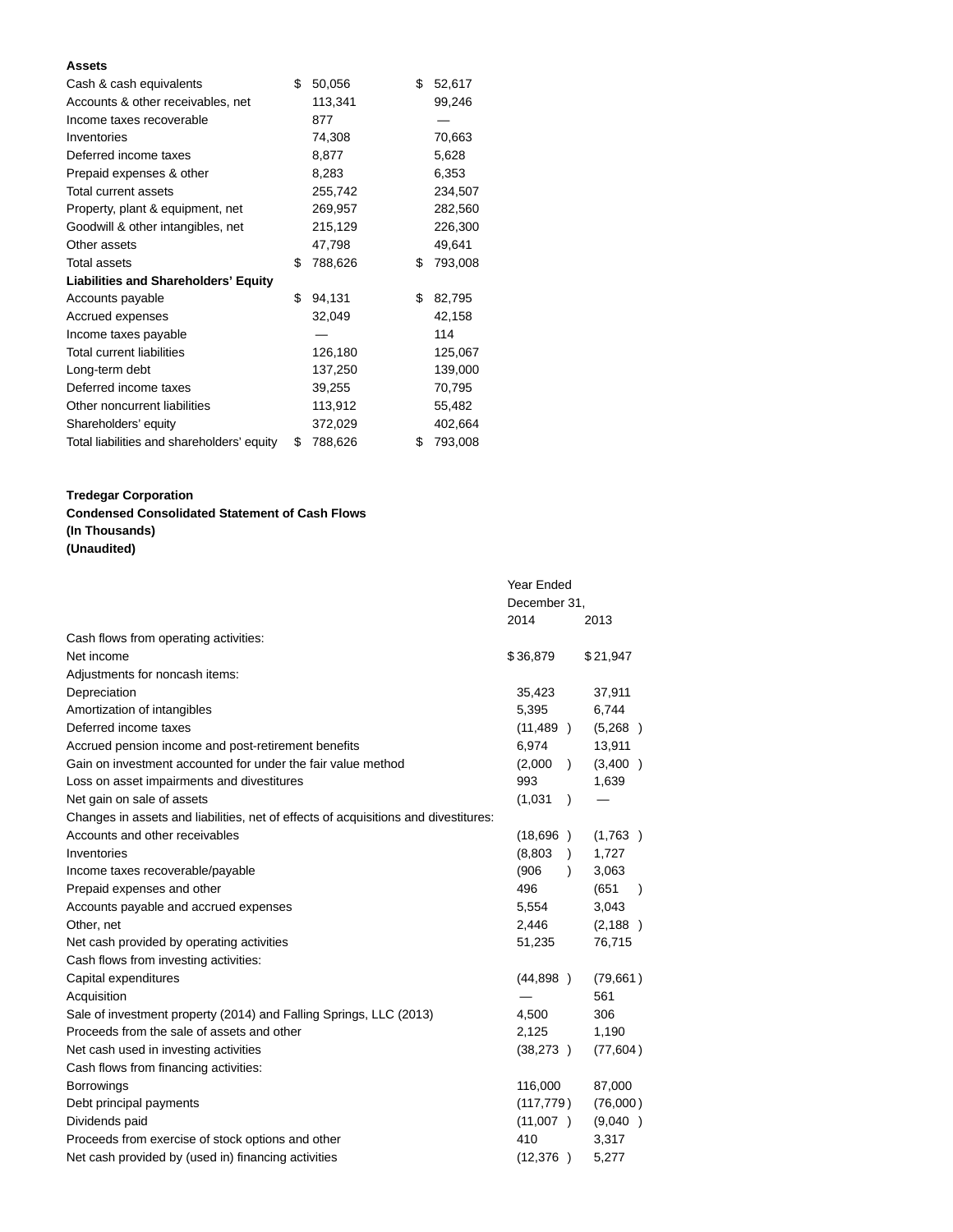| **Assets** | | |
|---|---|---|
| Cash & cash equivalents | $ 50,056 | $ 52,617 |
| Accounts & other receivables, net | 113,341 | 99,246 |
| Income taxes recoverable | 877 | — |
| Inventories | 74,308 | 70,663 |
| Deferred income taxes | 8,877 | 5,628 |
| Prepaid expenses & other | 8,283 | 6,353 |
| Total current assets | 255,742 | 234,507 |
| Property, plant & equipment, net | 269,957 | 282,560 |
| Goodwill & other intangibles, net | 215,129 | 226,300 |
| Other assets | 47,798 | 49,641 |
| Total assets | $ 788,626 | $ 793,008 |
| **Liabilities and Shareholders' Equity** | | |
| Accounts payable | $ 94,131 | $ 82,795 |
| Accrued expenses | 32,049 | 42,158 |
| Income taxes payable | — | 114 |
| Total current liabilities | 126,180 | 125,067 |
| Long-term debt | 137,250 | 139,000 |
| Deferred income taxes | 39,255 | 70,795 |
| Other noncurrent liabilities | 113,912 | 55,482 |
| Shareholders' equity | 372,029 | 402,664 |
| Total liabilities and shareholders' equity | $ 788,626 | $ 793,008 |

**Tredegar Corporation**
**Condensed Consolidated Statement of Cash Flows**
**(In Thousands)**
**(Unaudited)**

| | Year Ended December 31, 2014 | 2013 |
|---|---|---|
| Cash flows from operating activities: | | |
| Net income | $ 36,879 | $ 21,947 |
| Adjustments for noncash items: | | |
| Depreciation | 35,423 | 37,911 |
| Amortization of intangibles | 5,395 | 6,744 |
| Deferred income taxes | (11,489 ) | (5,268 ) |
| Accrued pension income and post-retirement benefits | 6,974 | 13,911 |
| Gain on investment accounted for under the fair value method | (2,000 ) | (3,400 ) |
| Loss on asset impairments and divestitures | 993 | 1,639 |
| Net gain on sale of assets | (1,031 ) | — |
| Changes in assets and liabilities, net of effects of acquisitions and divestitures: | | |
| Accounts and other receivables | (18,696 ) | (1,763 ) |
| Inventories | (8,803 ) | 1,727 |
| Income taxes recoverable/payable | (906 ) | 3,063 |
| Prepaid expenses and other | 496 | (651 ) |
| Accounts payable and accrued expenses | 5,554 | 3,043 |
| Other, net | 2,446 | (2,188 ) |
| Net cash provided by operating activities | 51,235 | 76,715 |
| Cash flows from investing activities: | | |
| Capital expenditures | (44,898 ) | (79,661 ) |
| Acquisition | — | 561 |
| Sale of investment property (2014) and Falling Springs, LLC (2013) | 4,500 | 306 |
| Proceeds from the sale of assets and other | 2,125 | 1,190 |
| Net cash used in investing activities | (38,273 ) | (77,604 ) |
| Cash flows from financing activities: | | |
| Borrowings | 116,000 | 87,000 |
| Debt principal payments | (117,779 ) | (76,000 ) |
| Dividends paid | (11,007 ) | (9,040 ) |
| Proceeds from exercise of stock options and other | 410 | 3,317 |
| Net cash provided by (used in) financing activities | (12,376 ) | 5,277 |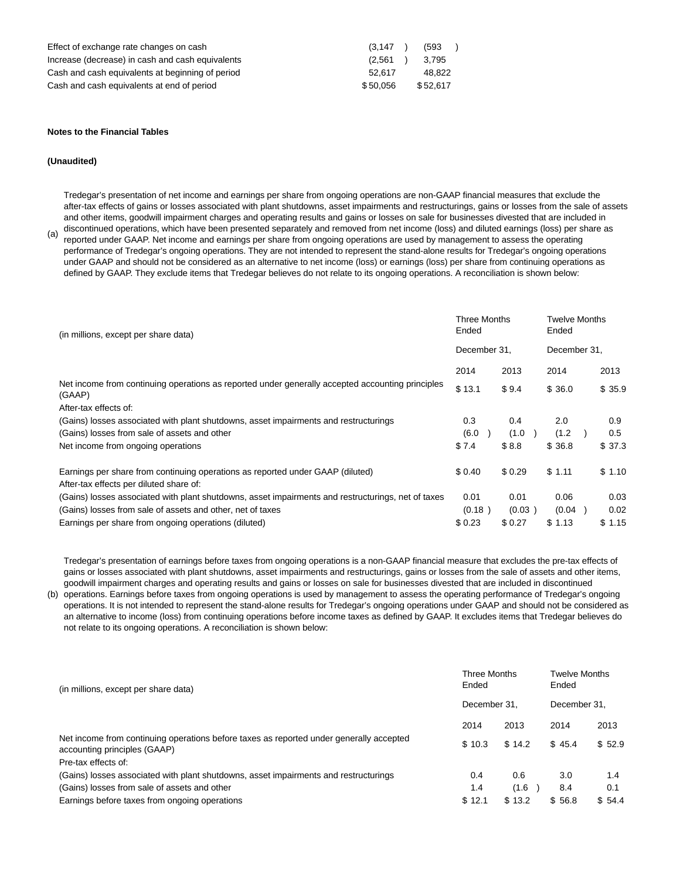| | | |
|---|---|---|
| Effect of exchange rate changes on cash | (3,147 ) | (593 ) |
| Increase (decrease) in cash and cash equivalents | (2,561 ) | 3,795 |
| Cash and cash equivalents at beginning of period | 52,617 | 48,822 |
| Cash and cash equivalents at end of period | $ 50,056 | $ 52,617 |

**Notes to the Financial Tables**

**(Unaudited)**

(a) Tredegar's presentation of net income and earnings per share from ongoing operations are non-GAAP financial measures that exclude the after-tax effects of gains or losses associated with plant shutdowns, asset impairments and restructurings, gains or losses from the sale of assets and other items, goodwill impairment charges and operating results and gains or losses on sale for businesses divested that are included in discontinued operations, which have been presented separately and removed from net income (loss) and diluted earnings (loss) per share as reported under GAAP. Net income and earnings per share from ongoing operations are used by management to assess the operating performance of Tredegar's ongoing operations. They are not intended to represent the stand-alone results for Tredegar's ongoing operations under GAAP and should not be considered as an alternative to net income (loss) or earnings (loss) per share from continuing operations as defined by GAAP. They exclude items that Tredegar believes do not relate to its ongoing operations. A reconciliation is shown below:

| (in millions, except per share data) | Three Months Ended | | Twelve Months Ended | |
|---|---|---|---|---|
| | December 31, | | December 31, | |
| | 2014 | 2013 | 2014 | 2013 |
| Net income from continuing operations as reported under generally accepted accounting principles (GAAP) | $ 13.1 | $ 9.4 | $ 36.0 | $ 35.9 |
| After-tax effects of: | | | | |
| (Gains) losses associated with plant shutdowns, asset impairments and restructurings | 0.3 | 0.4 | 2.0 | 0.9 |
| (Gains) losses from sale of assets and other | (6.0 ) | (1.0 ) | (1.2 ) | 0.5 |
| Net income from ongoing operations | $ 7.4 | $ 8.8 | $ 36.8 | $ 37.3 |
| | | | | |
| Earnings per share from continuing operations as reported under GAAP (diluted) | $ 0.40 | $ 0.29 | $ 1.11 | $ 1.10 |
| After-tax effects per diluted share of: | | | | |
| (Gains) losses associated with plant shutdowns, asset impairments and restructurings, net of taxes | 0.01 | 0.01 | 0.06 | 0.03 |
| (Gains) losses from sale of assets and other, net of taxes | (0.18 ) | (0.03 ) | (0.04 ) | 0.02 |
| Earnings per share from ongoing operations (diluted) | $ 0.23 | $ 0.27 | $ 1.13 | $ 1.15 |

(b) Tredegar's presentation of earnings before taxes from ongoing operations is a non-GAAP financial measure that excludes the pre-tax effects of gains or losses associated with plant shutdowns, asset impairments and restructurings, gains or losses from the sale of assets and other items, goodwill impairment charges and operating results and gains or losses on sale for businesses divested that are included in discontinued operations. Earnings before taxes from ongoing operations is used by management to assess the operating performance of Tredegar's ongoing operations. It is not intended to represent the stand-alone results for Tredegar's ongoing operations under GAAP and should not be considered as an alternative to income (loss) from continuing operations before income taxes as defined by GAAP. It excludes items that Tredegar believes do not relate to its ongoing operations. A reconciliation is shown below:

| (in millions, except per share data) | Three Months Ended | | Twelve Months Ended | |
|---|---|---|---|---|
| | December 31, | | December 31, | |
| | 2014 | 2013 | 2014 | 2013 |
| Net income from continuing operations before taxes as reported under generally accepted accounting principles (GAAP) | $ 10.3 | $ 14.2 | $ 45.4 | $ 52.9 |
| Pre-tax effects of: | | | | |
| (Gains) losses associated with plant shutdowns, asset impairments and restructurings | 0.4 | 0.6 | 3.0 | 1.4 |
| (Gains) losses from sale of assets and other | 1.4 | (1.6 ) | 8.4 | 0.1 |
| Earnings before taxes from ongoing operations | $ 12.1 | $ 13.2 | $ 56.8 | $ 54.4 |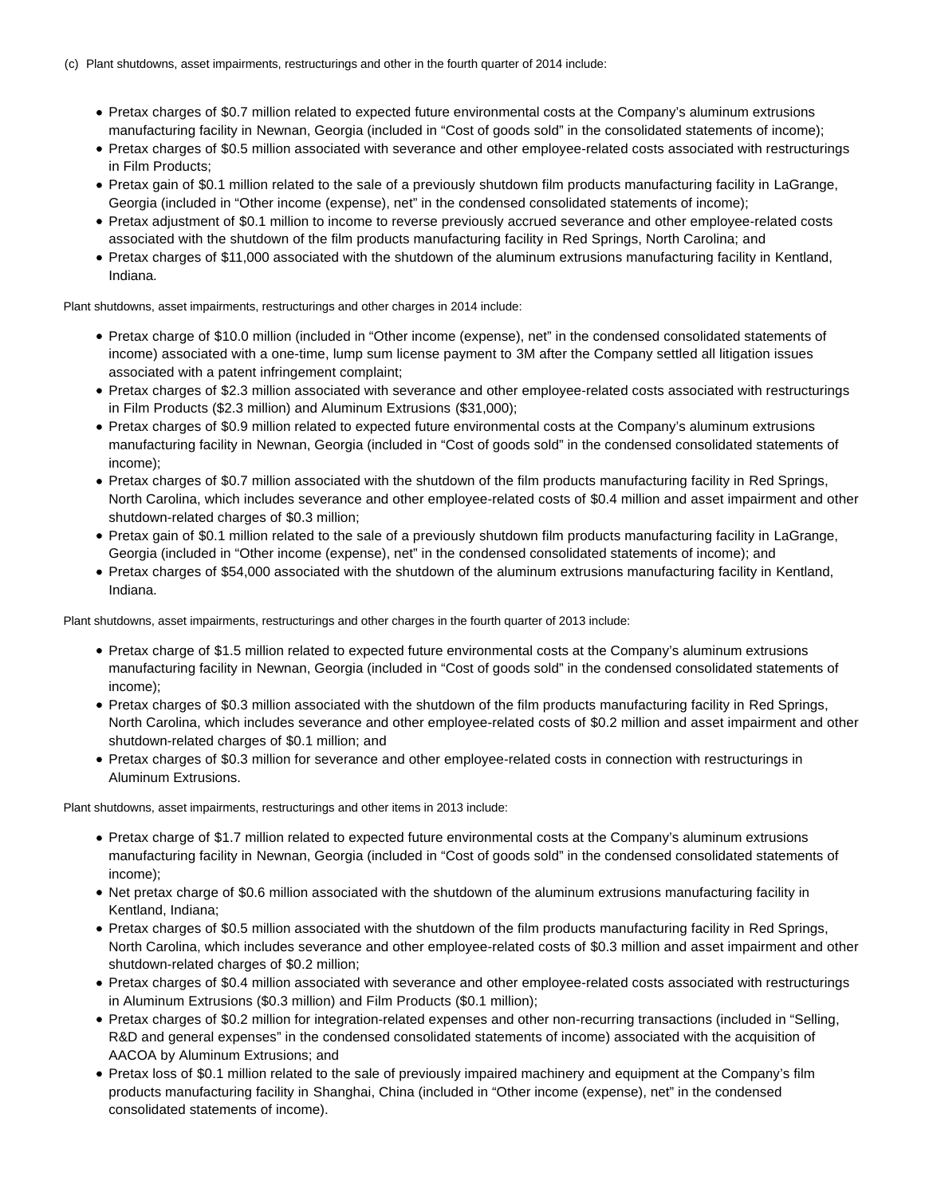(c) Plant shutdowns, asset impairments, restructurings and other in the fourth quarter of 2014 include:

- Pretax charges of $0.7 million related to expected future environmental costs at the Company's aluminum extrusions manufacturing facility in Newnan, Georgia (included in "Cost of goods sold" in the consolidated statements of income);
- Pretax charges of $0.5 million associated with severance and other employee-related costs associated with restructurings in Film Products;
- Pretax gain of $0.1 million related to the sale of a previously shutdown film products manufacturing facility in LaGrange, Georgia (included in "Other income (expense), net" in the condensed consolidated statements of income);
- Pretax adjustment of $0.1 million to income to reverse previously accrued severance and other employee-related costs associated with the shutdown of the film products manufacturing facility in Red Springs, North Carolina; and
- Pretax charges of $11,000 associated with the shutdown of the aluminum extrusions manufacturing facility in Kentland, Indiana.

Plant shutdowns, asset impairments, restructurings and other charges in 2014 include:

- Pretax charge of $10.0 million (included in "Other income (expense), net" in the condensed consolidated statements of income) associated with a one-time, lump sum license payment to 3M after the Company settled all litigation issues associated with a patent infringement complaint;
- Pretax charges of $2.3 million associated with severance and other employee-related costs associated with restructurings in Film Products ($2.3 million) and Aluminum Extrusions ($31,000);
- Pretax charges of $0.9 million related to expected future environmental costs at the Company's aluminum extrusions manufacturing facility in Newnan, Georgia (included in "Cost of goods sold" in the condensed consolidated statements of income);
- Pretax charges of $0.7 million associated with the shutdown of the film products manufacturing facility in Red Springs, North Carolina, which includes severance and other employee-related costs of $0.4 million and asset impairment and other shutdown-related charges of $0.3 million;
- Pretax gain of $0.1 million related to the sale of a previously shutdown film products manufacturing facility in LaGrange, Georgia (included in "Other income (expense), net" in the condensed consolidated statements of income); and
- Pretax charges of $54,000 associated with the shutdown of the aluminum extrusions manufacturing facility in Kentland, Indiana.

Plant shutdowns, asset impairments, restructurings and other charges in the fourth quarter of 2013 include:

- Pretax charge of $1.5 million related to expected future environmental costs at the Company's aluminum extrusions manufacturing facility in Newnan, Georgia (included in "Cost of goods sold" in the condensed consolidated statements of income);
- Pretax charges of $0.3 million associated with the shutdown of the film products manufacturing facility in Red Springs, North Carolina, which includes severance and other employee-related costs of $0.2 million and asset impairment and other shutdown-related charges of $0.1 million; and
- Pretax charges of $0.3 million for severance and other employee-related costs in connection with restructurings in Aluminum Extrusions.

Plant shutdowns, asset impairments, restructurings and other items in 2013 include:

- Pretax charge of $1.7 million related to expected future environmental costs at the Company's aluminum extrusions manufacturing facility in Newnan, Georgia (included in "Cost of goods sold" in the condensed consolidated statements of income);
- Net pretax charge of $0.6 million associated with the shutdown of the aluminum extrusions manufacturing facility in Kentland, Indiana;
- Pretax charges of $0.5 million associated with the shutdown of the film products manufacturing facility in Red Springs, North Carolina, which includes severance and other employee-related costs of $0.3 million and asset impairment and other shutdown-related charges of $0.2 million;
- Pretax charges of $0.4 million associated with severance and other employee-related costs associated with restructurings in Aluminum Extrusions ($0.3 million) and Film Products ($0.1 million);
- Pretax charges of $0.2 million for integration-related expenses and other non-recurring transactions (included in "Selling, R&D and general expenses" in the condensed consolidated statements of income) associated with the acquisition of AACOA by Aluminum Extrusions; and
- Pretax loss of $0.1 million related to the sale of previously impaired machinery and equipment at the Company's film products manufacturing facility in Shanghai, China (included in "Other income (expense), net" in the condensed consolidated statements of income).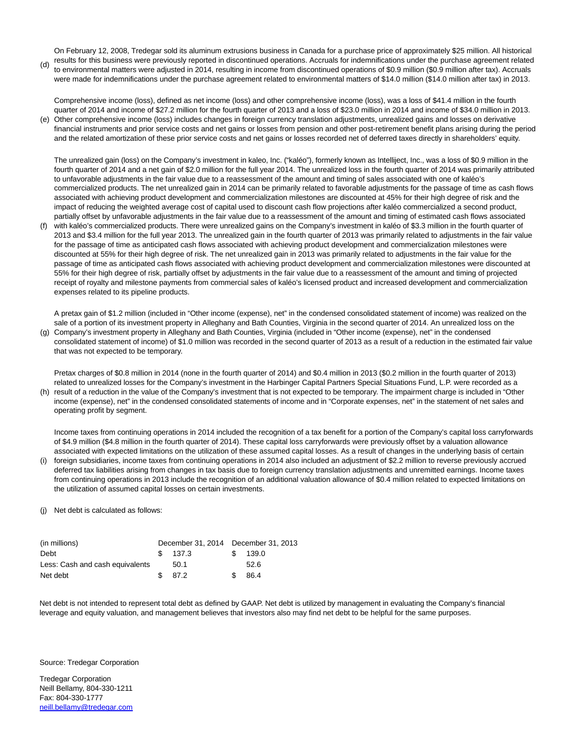(d) On February 12, 2008, Tredegar sold its aluminum extrusions business in Canada for a purchase price of approximately $25 million. All historical results for this business were previously reported in discontinued operations. Accruals for indemnifications under the purchase agreement related to environmental matters were adjusted in 2014, resulting in income from discontinued operations of $0.9 million ($0.9 million after tax). Accruals were made for indemnifications under the purchase agreement related to environmental matters of $14.0 million ($14.0 million after tax) in 2013.

(e) Comprehensive income (loss), defined as net income (loss) and other comprehensive income (loss), was a loss of $41.4 million in the fourth quarter of 2014 and income of $27.2 million for the fourth quarter of 2013 and a loss of $23.0 million in 2014 and income of $34.0 million in 2013. Other comprehensive income (loss) includes changes in foreign currency translation adjustments, unrealized gains and losses on derivative financial instruments and prior service costs and net gains or losses from pension and other post-retirement benefit plans arising during the period and the related amortization of these prior service costs and net gains or losses recorded net of deferred taxes directly in shareholders' equity.

(f) The unrealized gain (loss) on the Company's investment in kaleo, Inc. ("kaléo"), formerly known as Intelliject, Inc., was a loss of $0.9 million in the fourth quarter of 2014 and a net gain of $2.0 million for the full year 2014. The unrealized loss in the fourth quarter of 2014 was primarily attributed to unfavorable adjustments in the fair value due to a reassessment of the amount and timing of sales associated with one of kaléo's commercialized products. The net unrealized gain in 2014 can be primarily related to favorable adjustments for the passage of time as cash flows associated with achieving product development and commercialization milestones are discounted at 45% for their high degree of risk and the impact of reducing the weighted average cost of capital used to discount cash flow projections after kaléo commercialized a second product, partially offset by unfavorable adjustments in the fair value due to a reassessment of the amount and timing of estimated cash flows associated with kaléo's commercialized products. There were unrealized gains on the Company's investment in kaléo of $3.3 million in the fourth quarter of 2013 and $3.4 million for the full year 2013. The unrealized gain in the fourth quarter of 2013 was primarily related to adjustments in the fair value for the passage of time as anticipated cash flows associated with achieving product development and commercialization milestones were discounted at 55% for their high degree of risk. The net unrealized gain in 2013 was primarily related to adjustments in the fair value for the passage of time as anticipated cash flows associated with achieving product development and commercialization milestones were discounted at 55% for their high degree of risk, partially offset by adjustments in the fair value due to a reassessment of the amount and timing of projected receipt of royalty and milestone payments from commercial sales of kaléo's licensed product and increased development and commercialization expenses related to its pipeline products.

(g) A pretax gain of $1.2 million (included in "Other income (expense), net" in the condensed consolidated statement of income) was realized on the sale of a portion of its investment property in Alleghany and Bath Counties, Virginia in the second quarter of 2014. An unrealized loss on the Company's investment property in Alleghany and Bath Counties, Virginia (included in "Other income (expense), net" in the condensed consolidated statement of income) of $1.0 million was recorded in the second quarter of 2013 as a result of a reduction in the estimated fair value that was not expected to be temporary.

(h) Pretax charges of $0.8 million in 2014 (none in the fourth quarter of 2014) and $0.4 million in 2013 ($0.2 million in the fourth quarter of 2013) related to unrealized losses for the Company's investment in the Harbinger Capital Partners Special Situations Fund, L.P. were recorded as a result of a reduction in the value of the Company's investment that is not expected to be temporary. The impairment charge is included in "Other income (expense), net" in the condensed consolidated statements of income and in "Corporate expenses, net" in the statement of net sales and operating profit by segment.

(i) Income taxes from continuing operations in 2014 included the recognition of a tax benefit for a portion of the Company's capital loss carryforwards of $4.9 million ($4.8 million in the fourth quarter of 2014). These capital loss carryforwards were previously offset by a valuation allowance associated with expected limitations on the utilization of these assumed capital losses. As a result of changes in the underlying basis of certain foreign subsidiaries, income taxes from continuing operations in 2014 also included an adjustment of $2.2 million to reverse previously accrued deferred tax liabilities arising from changes in tax basis due to foreign currency translation adjustments and unremitted earnings. Income taxes from continuing operations in 2013 include the recognition of an additional valuation allowance of $0.4 million related to expected limitations on the utilization of assumed capital losses on certain investments.

(j) Net debt is calculated as follows:

| (in millions) | December 31, 2014 | December 31, 2013 |
|---|---|---|
| Debt | $ 137.3 | $ 139.0 |
| Less: Cash and cash equivalents | 50.1 | 52.6 |
| Net debt | $ 87.2 | $ 86.4 |

Net debt is not intended to represent total debt as defined by GAAP. Net debt is utilized by management in evaluating the Company's financial leverage and equity valuation, and management believes that investors also may find net debt to be helpful for the same purposes.

Source: Tredegar Corporation

Tredegar Corporation
Neill Bellamy, 804-330-1211
Fax: 804-330-1777
neill.bellamy@tredegar.com